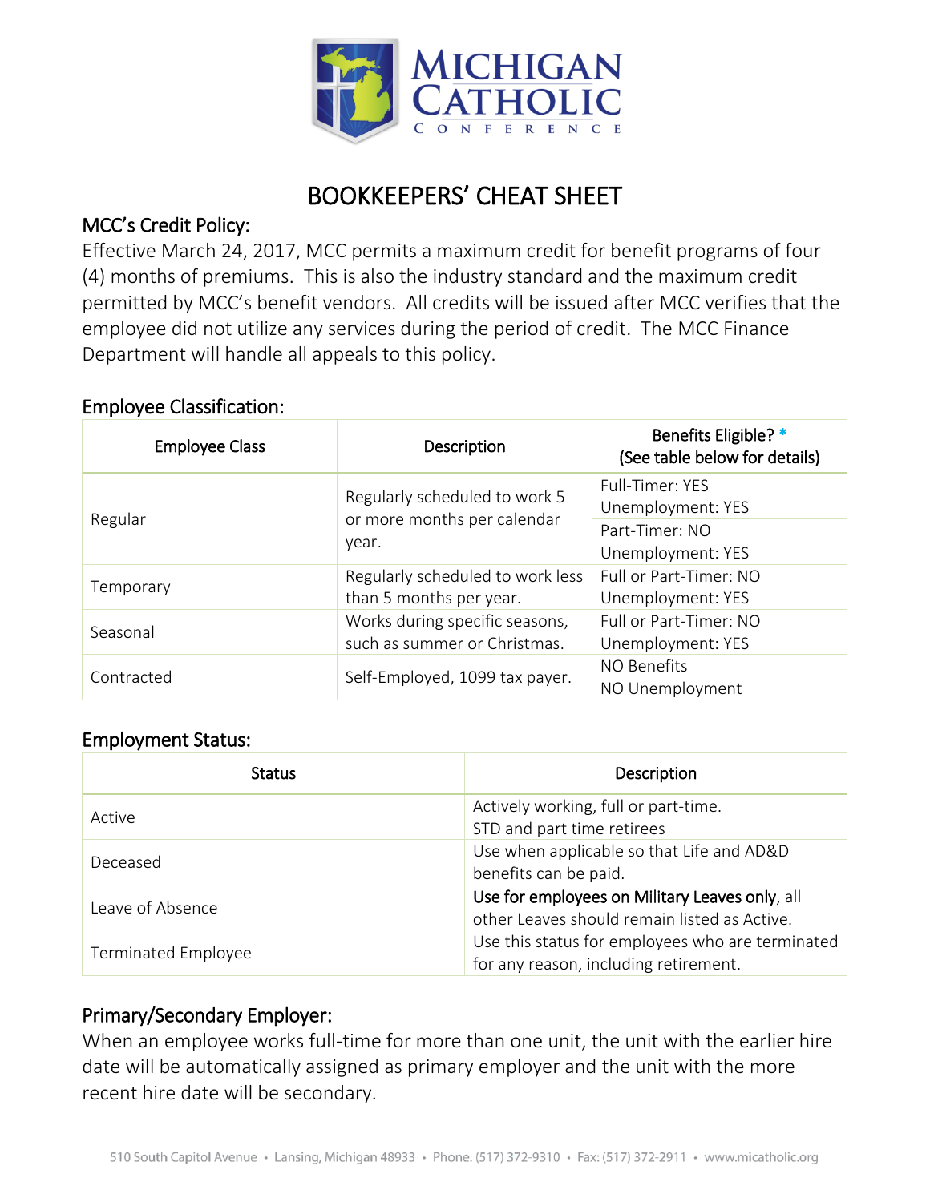# BOOKKEEPERS' CHEAT SHEET

## MCC's Credit Policy:

Effective March 24, 2017, MCC permits a maximum credit for benefit programs of four (4) months of premiums. This is also the industry standard and the maximum credit permitted by MCC's benefit vendors. All credits will be issued after MCC verifies that the employee did not utilize any services during the period of credit. The MCC Finance Department will handle all appeals to this policy.

## Employee Classification:

| Employee Class | Description | Benefits Eligible? * (See table below for details) |
|---|---|---|
| Regular | Regularly scheduled to work 5 or more months per calendar year. | Full-Timer: YES<br>Unemployment: YES |
| | | Part-Timer: NO<br>Unemployment: YES |
| Temporary | Regularly scheduled to work less than 5 months per year. | Full or Part-Timer: NO<br>Unemployment: YES |
| Seasonal | Works during specific seasons, such as summer or Christmas. | Full or Part-Timer: NO<br>Unemployment: YES |
| Contracted | Self-Employed, 1099 tax payer. | NO Benefits<br>NO Unemployment |

## Employment Status:

| Status | Description |
|---|---|
| Active | Actively working, full or part-time.<br>STD and part time retirees |
| Deceased | Use when applicable so that Life and AD&D benefits can be paid. |
| Leave of Absence | **Use for employees on Military Leaves only**, all other Leaves should remain listed as Active. |
| Terminated Employee | Use this status for employees who are terminated for any reason, including retirement. |

## Primary/Secondary Employer:

When an employee works full-time for more than one unit, the unit with the earlier hire date will be automatically assigned as primary employer and the unit with the more recent hire date will be secondary.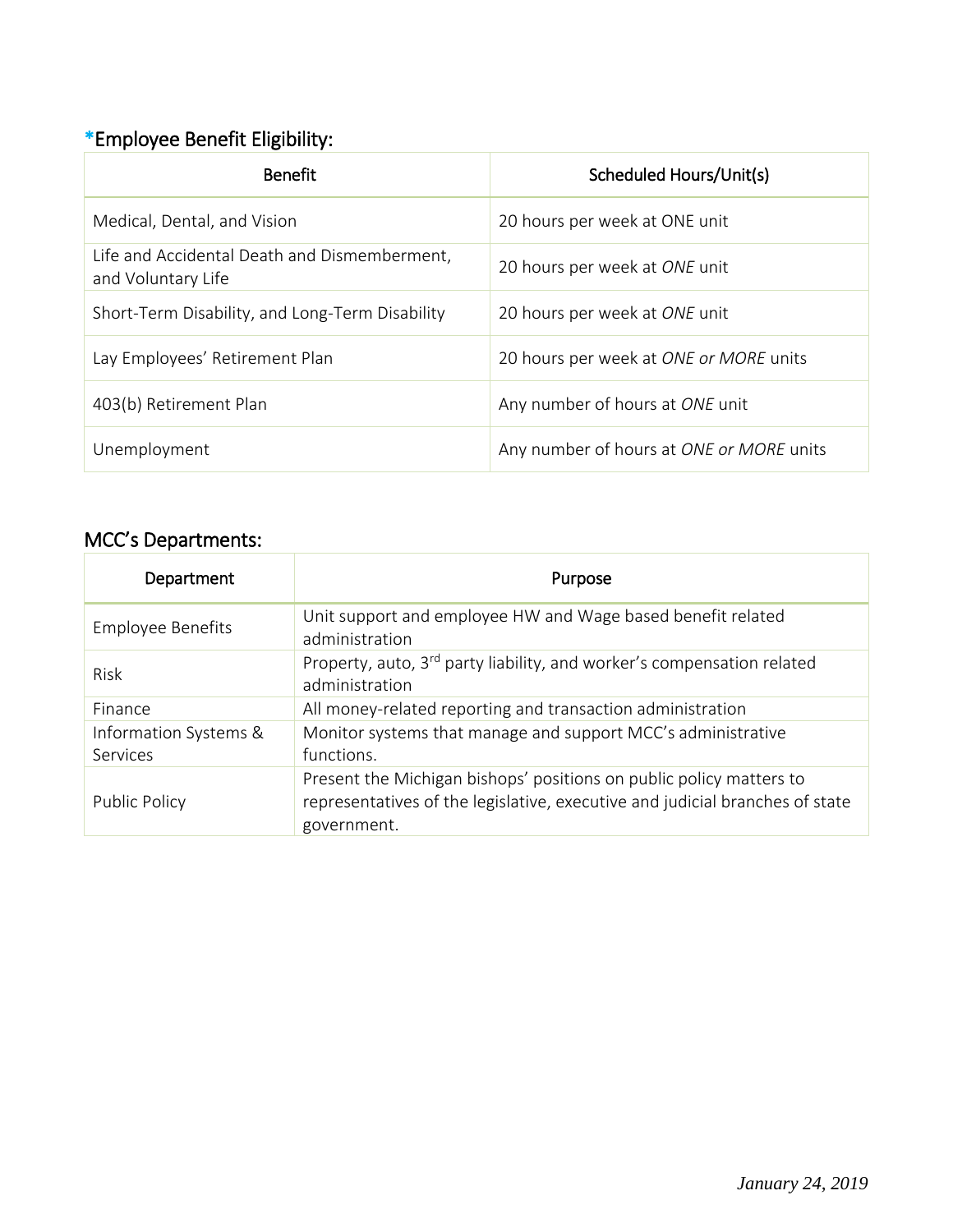## *Employee Benefit Eligibility:

| Benefit | Scheduled Hours/Unit(s) |
|---|---|
| Medical, Dental, and Vision | 20 hours per week at ONE unit |
| Life and Accidental Death and Dismemberment, and Voluntary Life | 20 hours per week at *ONE* unit |
| Short-Term Disability, and Long-Term Disability | 20 hours per week at *ONE* unit |
| Lay Employees' Retirement Plan | 20 hours per week at *ONE or MORE* units |
| 403(b) Retirement Plan | Any number of hours at *ONE* unit |
| Unemployment | Any number of hours at *ONE or MORE* units |

## MCC's Departments:

| Department | Purpose |
|---|---|
| Employee Benefits | Unit support and employee HW and Wage based benefit related administration |
| Risk | Property, auto, 3rd party liability, and worker's compensation related administration |
| Finance | All money-related reporting and transaction administration |
| Information Systems & Services | Monitor systems that manage and support MCC's administrative functions. |
| Public Policy | Present the Michigan bishops' positions on public policy matters to representatives of the legislative, executive and judicial branches of state government. |

*January 24, 2019*